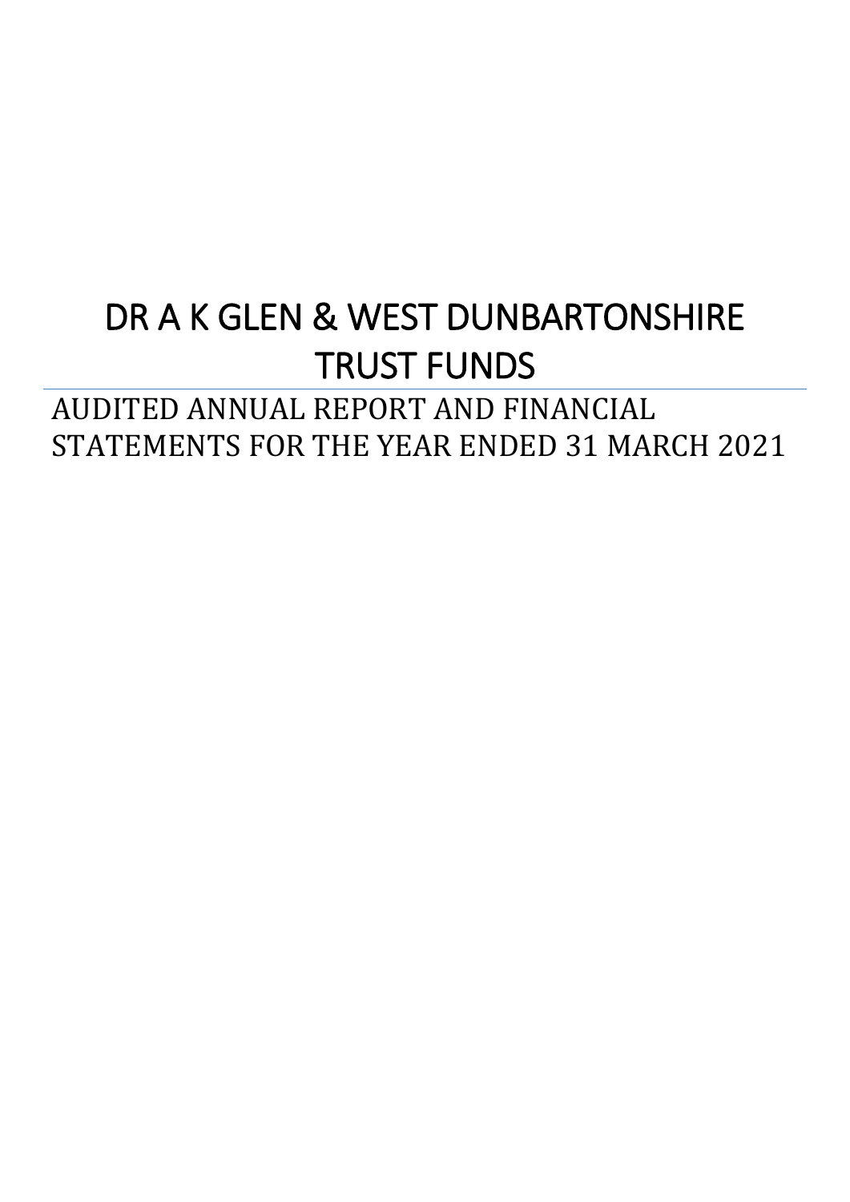# DR A K GLEN & WEST DUNBARTONSHIRE TRUST FUNDS

## AUDITED ANNUAL REPORT AND FINANCIAL STATEMENTS FOR THE YEAR ENDED 31 MARCH 2021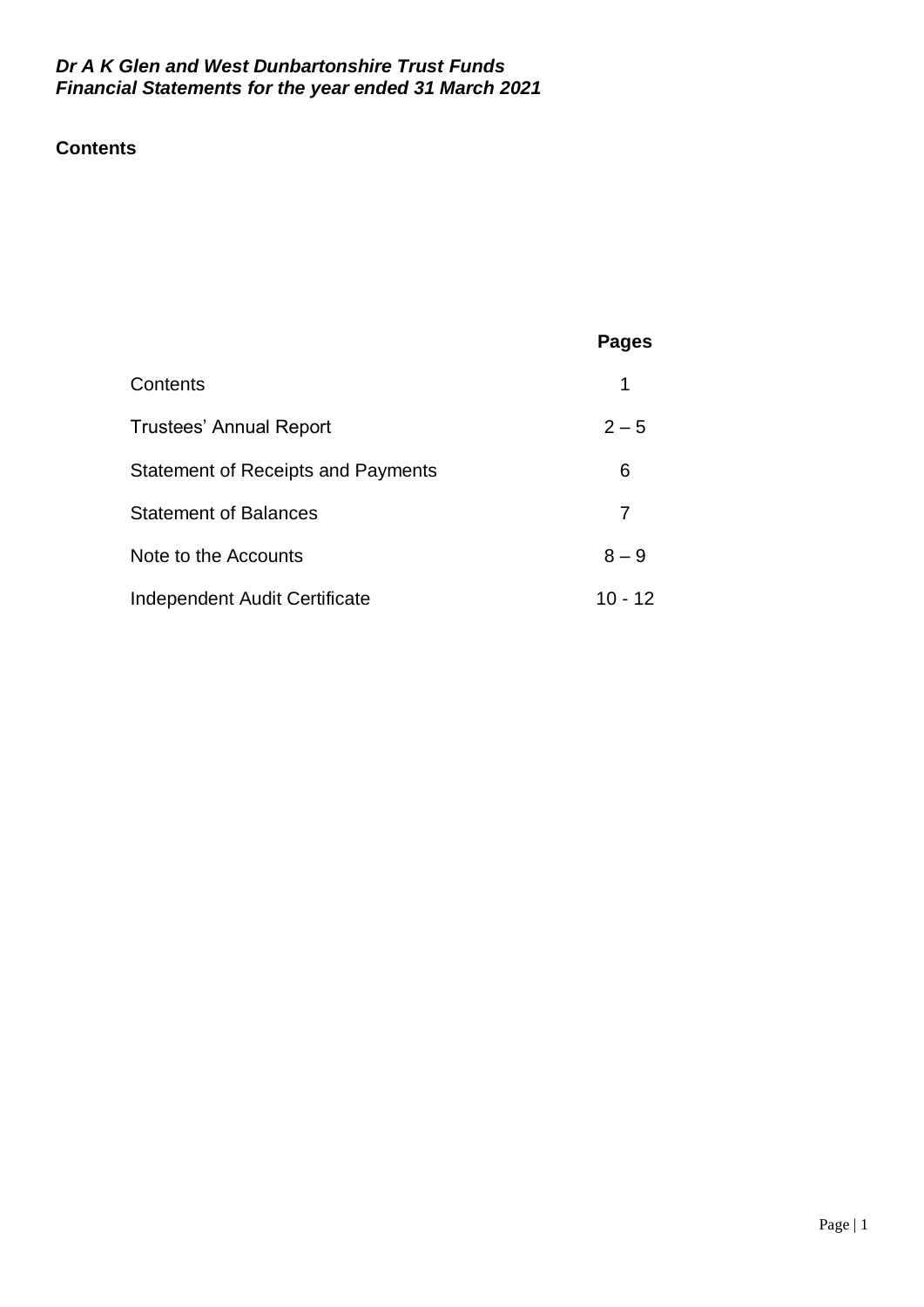***Dr A K Glen and West Dunbartonshire Trust Funds***
***Financial Statements for the year ended 31 March 2021***

## Contents

| | Pages |
|---|---|
| Contents | 1 |
| Trustees' Annual Report | 2 – 5 |
| Statement of Receipts and Payments | 6 |
| Statement of Balances | 7 |
| Note to the Accounts | 8 – 9 |
| Independent Audit Certificate | 10 - 12 |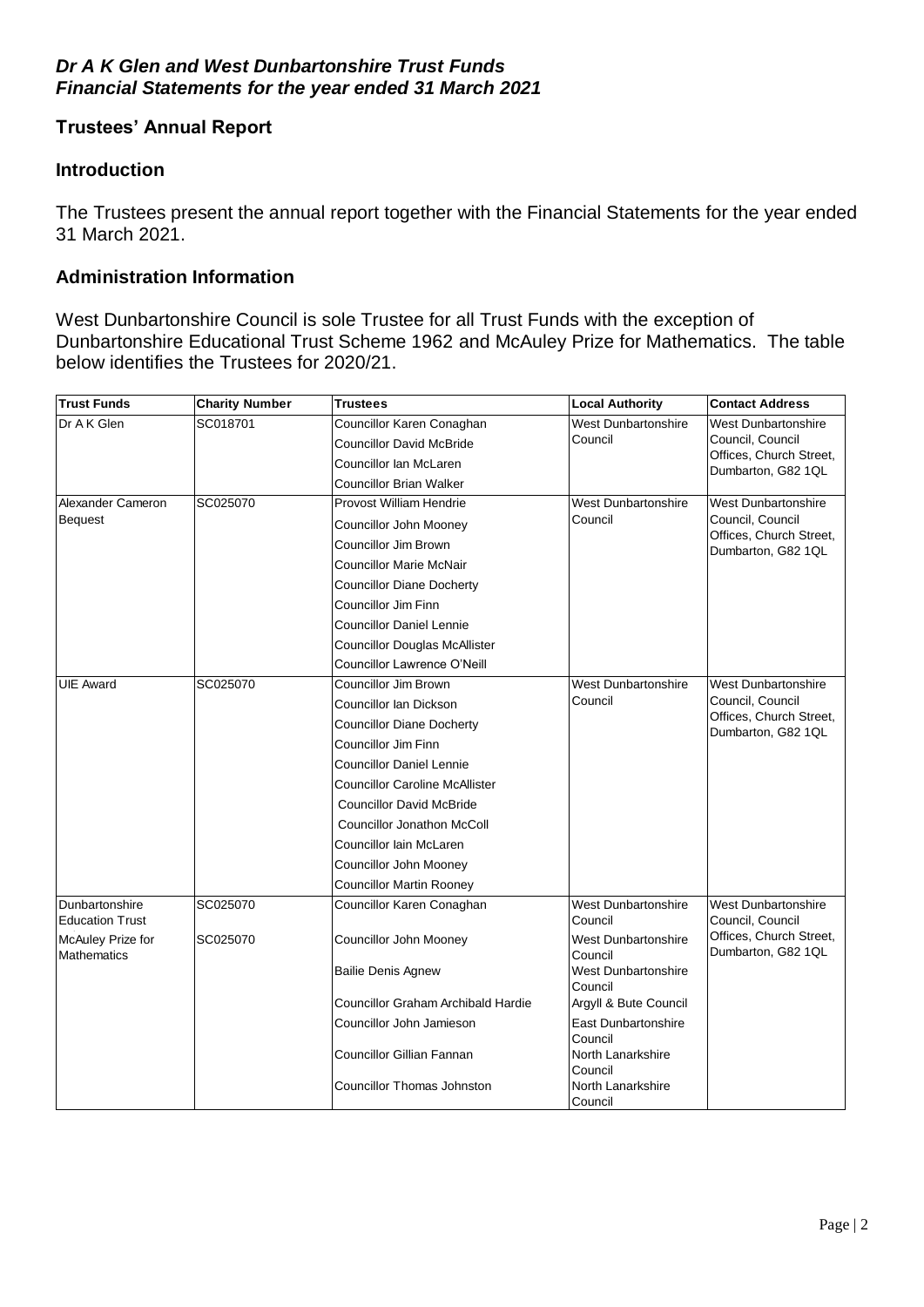*Dr A K Glen and West Dunbartonshire Trust Funds*
*Financial Statements for the year ended 31 March 2021*

## Trustees' Annual Report

### Introduction

The Trustees present the annual report together with the Financial Statements for the year ended 31 March 2021.

### Administration Information

West Dunbartonshire Council is sole Trustee for all Trust Funds with the exception of Dunbartonshire Educational Trust Scheme 1962 and McAuley Prize for Mathematics. The table below identifies the Trustees for 2020/21.

| Trust Funds | Charity Number | Trustees | Local Authority | Contact Address |
|---|---|---|---|---|
| Dr A K Glen | SC018701 | Councillor Karen Conaghan<br>Councillor David McBride<br>Councillor Ian McLaren<br>Councillor Brian Walker | West Dunbartonshire Council | West Dunbartonshire Council, Council Offices, Church Street, Dumbarton, G82 1QL |
| Alexander Cameron Bequest | SC025070 | Provost William Hendrie<br>Councillor John Mooney<br>Councillor Jim Brown<br>Councillor Marie McNair<br>Councillor Diane Docherty<br>Councillor Jim Finn<br>Councillor Daniel Lennie<br>Councillor Douglas McAllister<br>Councillor Lawrence O'Neill | West Dunbartonshire Council | West Dunbartonshire Council, Council Offices, Church Street, Dumbarton, G82 1QL |
| UIE Award | SC025070 | Councillor Jim Brown<br>Councillor Ian Dickson<br>Councillor Diane Docherty<br>Councillor Jim Finn<br>Councillor Daniel Lennie<br>Councillor Caroline McAllister<br>Councillor David McBride<br>Councillor Jonathon McColl<br>Councillor Iain McLaren<br>Councillor John Mooney<br>Councillor Martin Rooney | West Dunbartonshire Council | West Dunbartonshire Council, Council Offices, Church Street, Dumbarton, G82 1QL |
| Dunbartonshire Education Trust | SC025070 | Councillor Karen Conaghan | West Dunbartonshire Council | West Dunbartonshire Council, Council Offices, Church Street, Dumbarton, G82 1QL |
| McAuley Prize for Mathematics | SC025070 | Councillor John Mooney | West Dunbartonshire Council | |
| | | Bailie Denis Agnew | West Dunbartonshire Council | |
| | | Councillor Graham Archibald Hardie | Argyll & Bute Council | |
| | | Councillor John Jamieson | East Dunbartonshire Council | |
| | | Councillor Gillian Fannan | North Lanarkshire Council | |
| | | Councillor Thomas Johnston | North Lanarkshire Council | |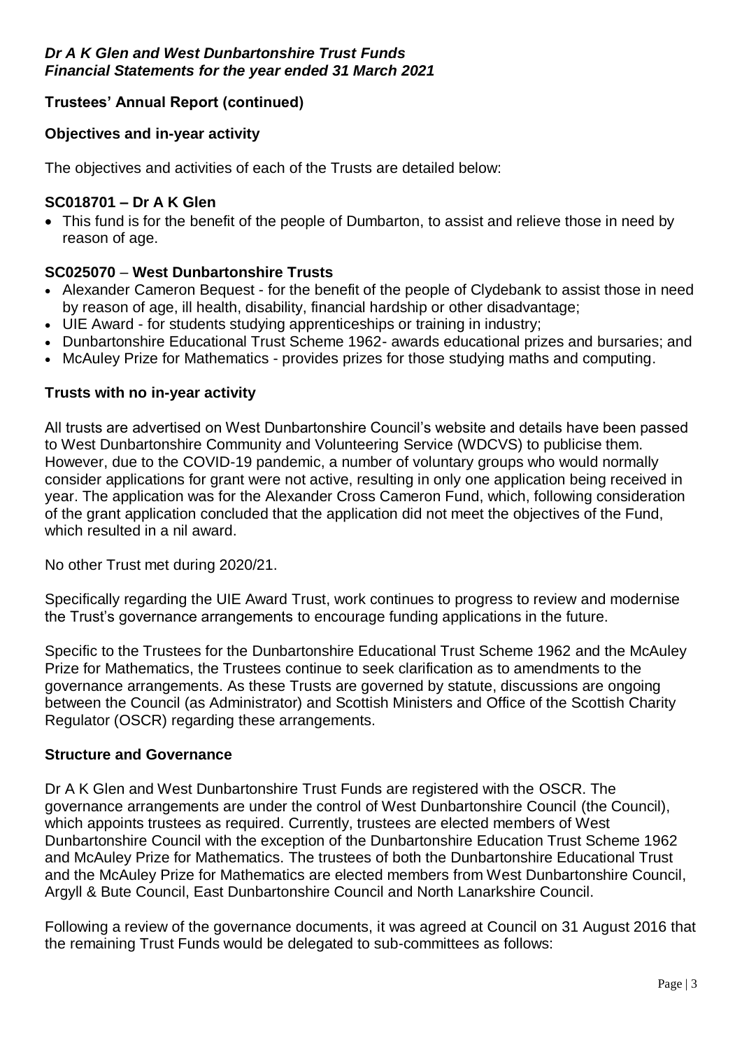## Trustees' Annual Report (continued)

### Objectives and in-year activity

The objectives and activities of each of the Trusts are detailed below:

#### SC018701 – Dr A K Glen

- This fund is for the benefit of the people of Dumbarton, to assist and relieve those in need by reason of age.

#### SC025070 – West Dunbartonshire Trusts

- Alexander Cameron Bequest - for the benefit of the people of Clydebank to assist those in need by reason of age, ill health, disability, financial hardship or other disadvantage;
- UIE Award - for students studying apprenticeships or training in industry;
- Dunbartonshire Educational Trust Scheme 1962- awards educational prizes and bursaries; and
- McAuley Prize for Mathematics - provides prizes for those studying maths and computing.

### Trusts with no in-year activity

All trusts are advertised on West Dunbartonshire Council's website and details have been passed to West Dunbartonshire Community and Volunteering Service (WDCVS) to publicise them. However, due to the COVID-19 pandemic, a number of voluntary groups who would normally consider applications for grant were not active, resulting in only one application being received in year. The application was for the Alexander Cross Cameron Fund, which, following consideration of the grant application concluded that the application did not meet the objectives of the Fund, which resulted in a nil award.

No other Trust met during 2020/21.

Specifically regarding the UIE Award Trust, work continues to progress to review and modernise the Trust's governance arrangements to encourage funding applications in the future.

Specific to the Trustees for the Dunbartonshire Educational Trust Scheme 1962 and the McAuley Prize for Mathematics, the Trustees continue to seek clarification as to amendments to the governance arrangements. As these Trusts are governed by statute, discussions are ongoing between the Council (as Administrator) and Scottish Ministers and Office of the Scottish Charity Regulator (OSCR) regarding these arrangements.

### Structure and Governance

Dr A K Glen and West Dunbartonshire Trust Funds are registered with the OSCR. The governance arrangements are under the control of West Dunbartonshire Council (the Council), which appoints trustees as required. Currently, trustees are elected members of West Dunbartonshire Council with the exception of the Dunbartonshire Education Trust Scheme 1962 and McAuley Prize for Mathematics. The trustees of both the Dunbartonshire Educational Trust and the McAuley Prize for Mathematics are elected members from West Dunbartonshire Council, Argyll & Bute Council, East Dunbartonshire Council and North Lanarkshire Council.

Following a review of the governance documents, it was agreed at Council on 31 August 2016 that the remaining Trust Funds would be delegated to sub-committees as follows: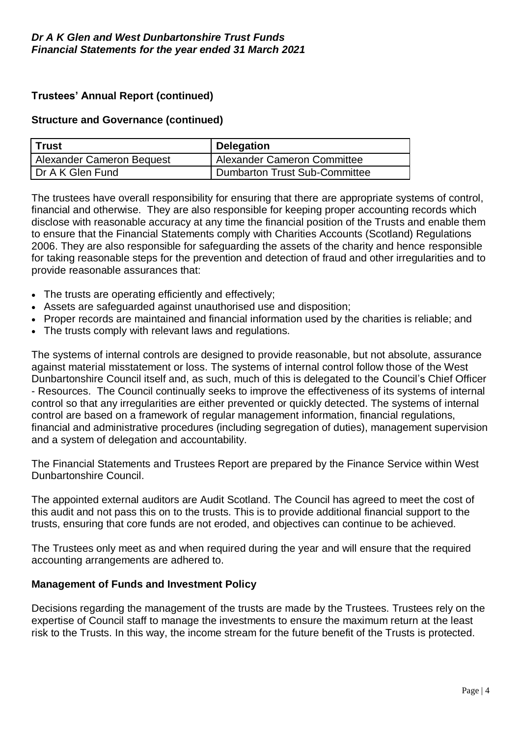## Trustees' Annual Report (continued)

### Structure and Governance (continued)

| Trust | Delegation |
|---|---|
| Alexander Cameron Bequest | Alexander Cameron Committee |
| Dr A K Glen Fund | Dumbarton Trust Sub-Committee |

The trustees have overall responsibility for ensuring that there are appropriate systems of control, financial and otherwise. They are also responsible for keeping proper accounting records which disclose with reasonable accuracy at any time the financial position of the Trusts and enable them to ensure that the Financial Statements comply with Charities Accounts (Scotland) Regulations 2006. They are also responsible for safeguarding the assets of the charity and hence responsible for taking reasonable steps for the prevention and detection of fraud and other irregularities and to provide reasonable assurances that:

- The trusts are operating efficiently and effectively;
- Assets are safeguarded against unauthorised use and disposition;
- Proper records are maintained and financial information used by the charities is reliable; and
- The trusts comply with relevant laws and regulations.

The systems of internal controls are designed to provide reasonable, but not absolute, assurance against material misstatement or loss. The systems of internal control follow those of the West Dunbartonshire Council itself and, as such, much of this is delegated to the Council's Chief Officer - Resources. The Council continually seeks to improve the effectiveness of its systems of internal control so that any irregularities are either prevented or quickly detected. The systems of internal control are based on a framework of regular management information, financial regulations, financial and administrative procedures (including segregation of duties), management supervision and a system of delegation and accountability.

The Financial Statements and Trustees Report are prepared by the Finance Service within West Dunbartonshire Council.

The appointed external auditors are Audit Scotland. The Council has agreed to meet the cost of this audit and not pass this on to the trusts. This is to provide additional financial support to the trusts, ensuring that core funds are not eroded, and objectives can continue to be achieved.

The Trustees only meet as and when required during the year and will ensure that the required accounting arrangements are adhered to.

### Management of Funds and Investment Policy

Decisions regarding the management of the trusts are made by the Trustees. Trustees rely on the expertise of Council staff to manage the investments to ensure the maximum return at the least risk to the Trusts. In this way, the income stream for the future benefit of the Trusts is protected.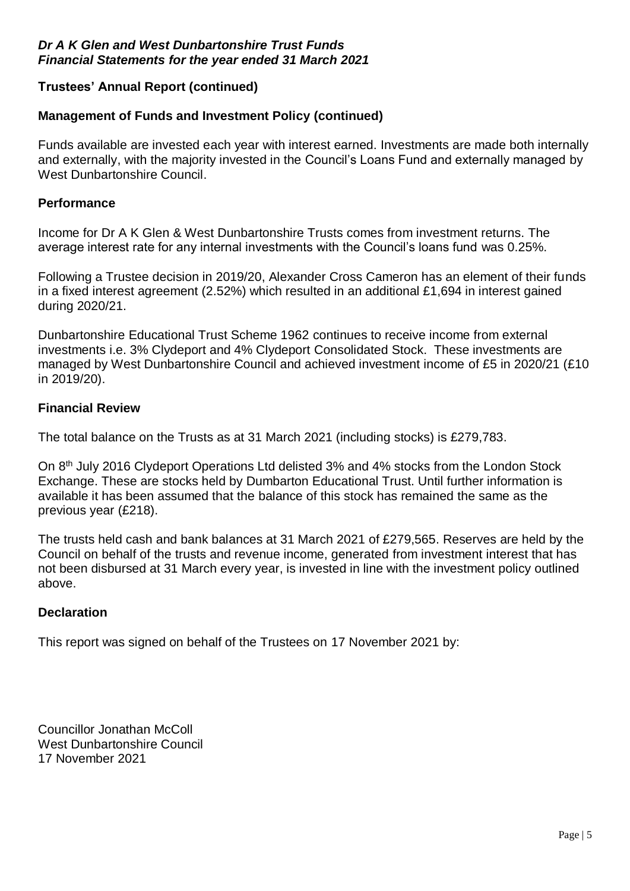## Trustees' Annual Report (continued)

### Management of Funds and Investment Policy (continued)

Funds available are invested each year with interest earned. Investments are made both internally and externally, with the majority invested in the Council's Loans Fund and externally managed by West Dunbartonshire Council.

### Performance

Income for Dr A K Glen & West Dunbartonshire Trusts comes from investment returns. The average interest rate for any internal investments with the Council's loans fund was 0.25%.

Following a Trustee decision in 2019/20, Alexander Cross Cameron has an element of their funds in a fixed interest agreement (2.52%) which resulted in an additional £1,694 in interest gained during 2020/21.

Dunbartonshire Educational Trust Scheme 1962 continues to receive income from external investments i.e. 3% Clydeport and 4% Clydeport Consolidated Stock. These investments are managed by West Dunbartonshire Council and achieved investment income of £5 in 2020/21 (£10 in 2019/20).

### Financial Review

The total balance on the Trusts as at 31 March 2021 (including stocks) is £279,783.

On 8th July 2016 Clydeport Operations Ltd delisted 3% and 4% stocks from the London Stock Exchange. These are stocks held by Dumbarton Educational Trust. Until further information is available it has been assumed that the balance of this stock has remained the same as the previous year (£218).

The trusts held cash and bank balances at 31 March 2021 of £279,565. Reserves are held by the Council on behalf of the trusts and revenue income, generated from investment interest that has not been disbursed at 31 March every year, is invested in line with the investment policy outlined above.

### Declaration

This report was signed on behalf of the Trustees on 17 November 2021 by:

Councillor Jonathan McColl
West Dunbartonshire Council
17 November 2021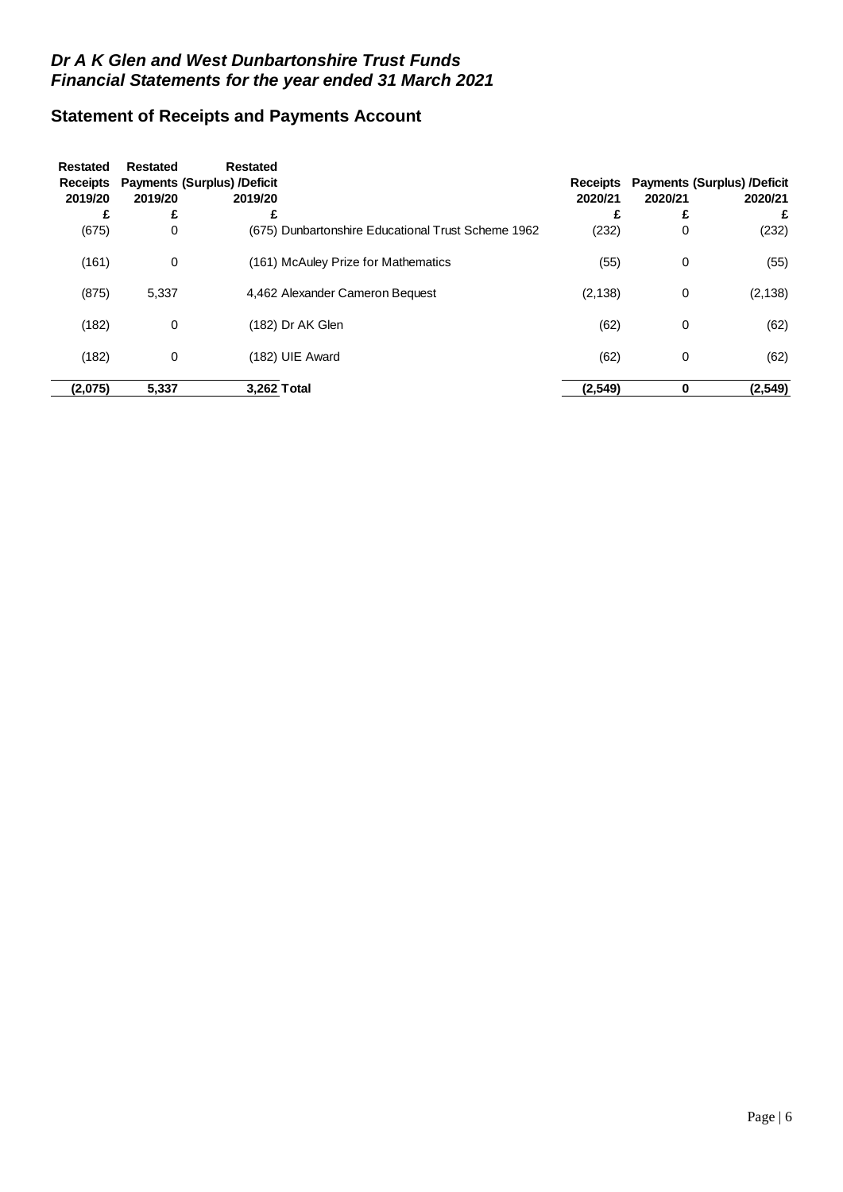***Dr A K Glen and West Dunbartonshire Trust Funds***
***Financial Statements for the year ended 31 March 2021***

## Statement of Receipts and Payments Account

| Restated Receipts 2019/20 | Restated Payments 2019/20 | Restated (Surplus) /Deficit 2019/20 | | Receipts 2020/21 | Payments 2020/21 | (Surplus) /Deficit 2020/21 |
|---|---|---|---|---|---|---|
| £ | £ | £ | | £ | £ | £ |
| (675) | 0 | (675) | Dunbartonshire Educational Trust Scheme 1962 | (232) | 0 | (232) |
| (161) | 0 | (161) | McAuley Prize for Mathematics | (55) | 0 | (55) |
| (875) | 5,337 | 4,462 | Alexander Cameron Bequest | (2,138) | 0 | (2,138) |
| (182) | 0 | (182) | Dr AK Glen | (62) | 0 | (62) |
| (182) | 0 | (182) | UIE Award | (62) | 0 | (62) |
| **(2,075)** | **5,337** | **3,262** | **Total** | **(2,549)** | **0** | **(2,549)** |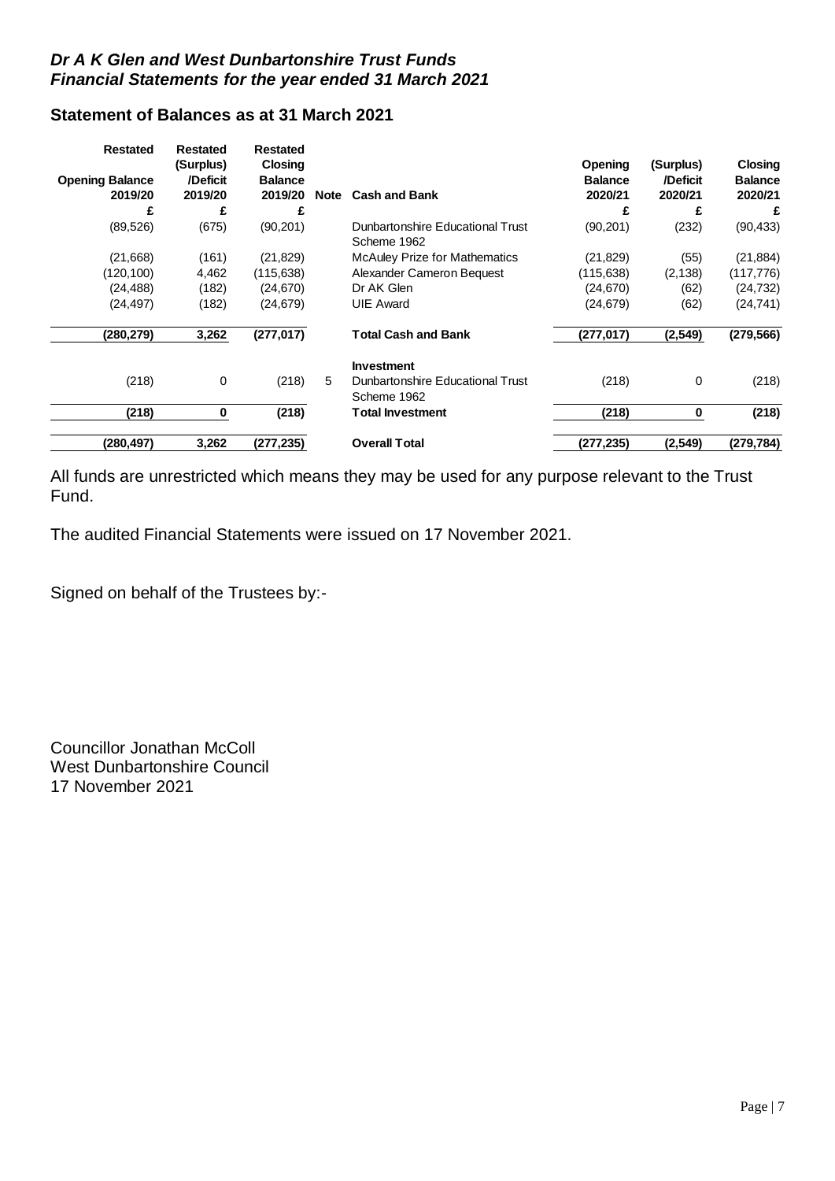***Dr A K Glen and West Dunbartonshire Trust Funds***
***Financial Statements for the year ended 31 March 2021***

## Statement of Balances as at 31 March 2021

| Restated Opening Balance 2019/20 | Restated (Surplus) /Deficit 2019/20 | Restated Closing Balance 2019/20 | Note | Cash and Bank | Opening Balance 2020/21 | (Surplus) /Deficit 2020/21 | Closing Balance 2020/21 |
|---|---|---|---|---|---|---|---|
| £ | £ | £ | | | £ | £ | £ |
| (89,526) | (675) | (90,201) | | Dunbartonshire Educational Trust Scheme 1962 | (90,201) | (232) | (90,433) |
| (21,668) | (161) | (21,829) | | McAuley Prize for Mathematics | (21,829) | (55) | (21,884) |
| (120,100) | 4,462 | (115,638) | | Alexander Cameron Bequest | (115,638) | (2,138) | (117,776) |
| (24,488) | (182) | (24,670) | | Dr AK Glen | (24,670) | (62) | (24,732) |
| (24,497) | (182) | (24,679) | | UIE Award | (24,679) | (62) | (24,741) |
| **(280,279)** | **3,262** | **(277,017)** | | **Total Cash and Bank** | **(277,017)** | **(2,549)** | **(279,566)** |
| | | | | **Investment** | | | |
| (218) | 0 | (218) | 5 | Dunbartonshire Educational Trust Scheme 1962 | (218) | 0 | (218) |
| **(218)** | **0** | **(218)** | | **Total Investment** | **(218)** | **0** | **(218)** |
| **(280,497)** | **3,262** | **(277,235)** | | **Overall Total** | **(277,235)** | **(2,549)** | **(279,784)** |

All funds are unrestricted which means they may be used for any purpose relevant to the Trust Fund.

The audited Financial Statements were issued on 17 November 2021.

Signed on behalf of the Trustees by:-

Councillor Jonathan McColl
West Dunbartonshire Council
17 November 2021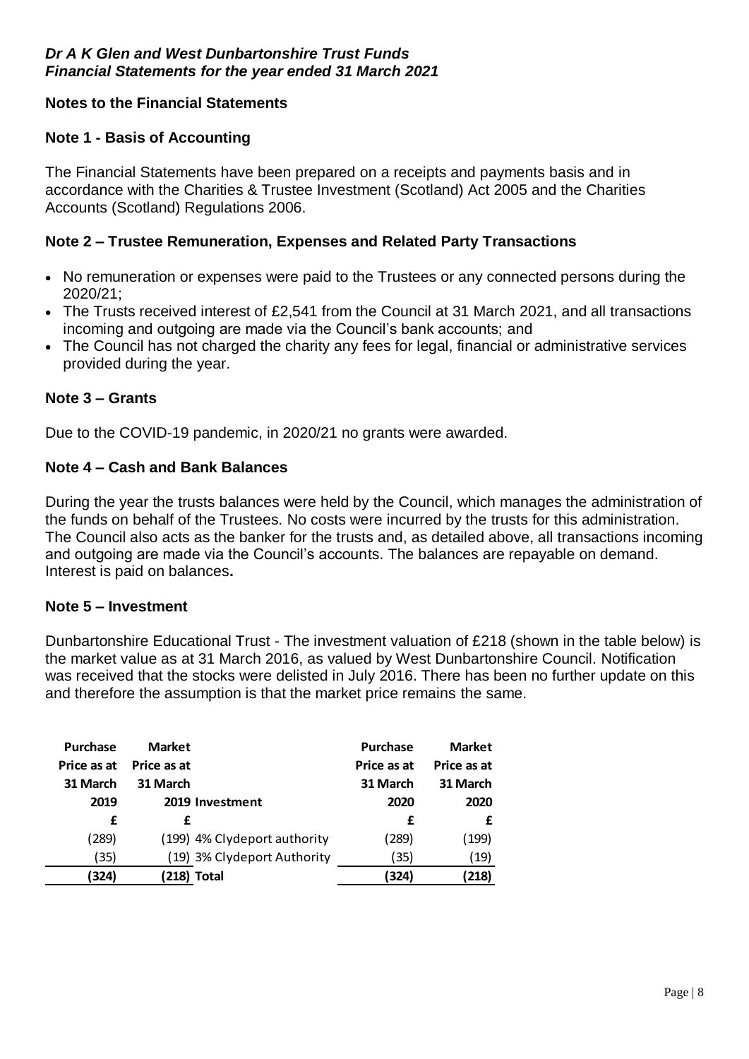*Dr A K Glen and West Dunbartonshire Trust Funds*
*Financial Statements for the year ended 31 March 2021*

## Notes to the Financial Statements

### Note 1 - Basis of Accounting

The Financial Statements have been prepared on a receipts and payments basis and in accordance with the Charities & Trustee Investment (Scotland) Act 2005 and the Charities Accounts (Scotland) Regulations 2006.

### Note 2 – Trustee Remuneration, Expenses and Related Party Transactions

- No remuneration or expenses were paid to the Trustees or any connected persons during the 2020/21;
- The Trusts received interest of £2,541 from the Council at 31 March 2021, and all transactions incoming and outgoing are made via the Council's bank accounts; and
- The Council has not charged the charity any fees for legal, financial or administrative services provided during the year.

### Note 3 – Grants

Due to the COVID-19 pandemic, in 2020/21 no grants were awarded.

### Note 4 – Cash and Bank Balances

During the year the trusts balances were held by the Council, which manages the administration of the funds on behalf of the Trustees. No costs were incurred by the trusts for this administration. The Council also acts as the banker for the trusts and, as detailed above, all transactions incoming and outgoing are made via the Council's accounts. The balances are repayable on demand. Interest is paid on balances**.**

### Note 5 – Investment

Dunbartonshire Educational Trust - The investment valuation of £218 (shown in the table below) is the market value as at 31 March 2016, as valued by West Dunbartonshire Council. Notification was received that the stocks were delisted in July 2016. There has been no further update on this and therefore the assumption is that the market price remains the same.

| Purchase Price as at 31 March 2019 | Market Price as at 31 March 2019 | Investment | Purchase Price as at 31 March 2020 | Market Price as at 31 March 2020 |
|---|---|---|---|---|
| £ | £ | | £ | £ |
| (289) | (199) | 4% Clydeport authority | (289) | (199) |
| (35) | (19) | 3% Clydeport Authority | (35) | (19) |
| **(324)** | **(218)** | **Total** | **(324)** | **(218)** |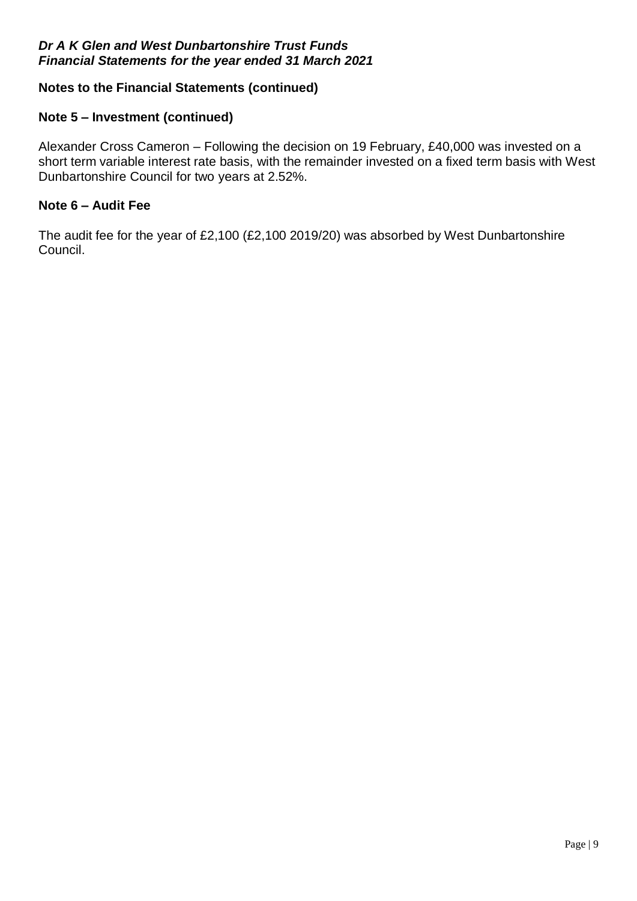## Notes to the Financial Statements (continued)

### Note 5 – Investment (continued)

Alexander Cross Cameron – Following the decision on 19 February, £40,000 was invested on a short term variable interest rate basis, with the remainder invested on a fixed term basis with West Dunbartonshire Council for two years at 2.52%.

### Note 6 – Audit Fee

The audit fee for the year of £2,100 (£2,100 2019/20) was absorbed by West Dunbartonshire Council.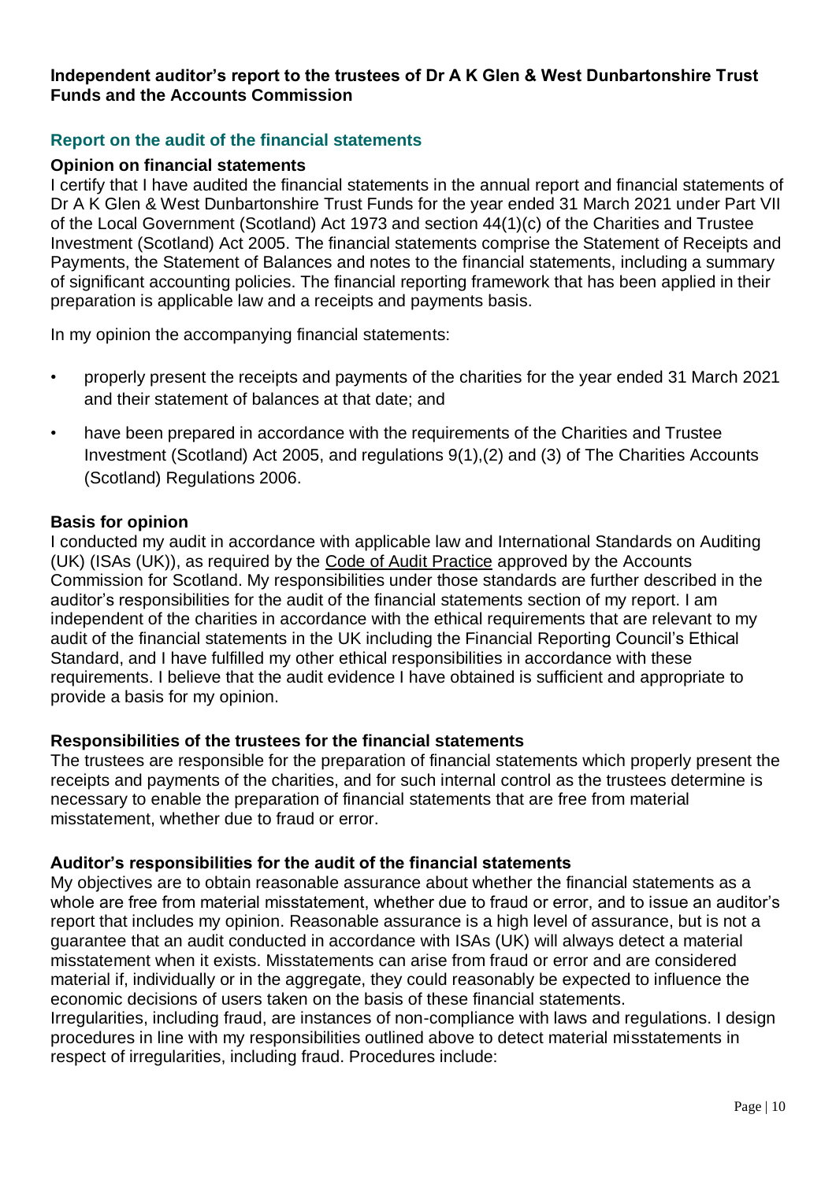**Independent auditor's report to the trustees of Dr A K Glen & West Dunbartonshire Trust Funds and the Accounts Commission**

## Report on the audit of the financial statements

### Opinion on financial statements

I certify that I have audited the financial statements in the annual report and financial statements of Dr A K Glen & West Dunbartonshire Trust Funds for the year ended 31 March 2021 under Part VII of the Local Government (Scotland) Act 1973 and section 44(1)(c) of the Charities and Trustee Investment (Scotland) Act 2005. The financial statements comprise the Statement of Receipts and Payments, the Statement of Balances and notes to the financial statements, including a summary of significant accounting policies. The financial reporting framework that has been applied in their preparation is applicable law and a receipts and payments basis.

In my opinion the accompanying financial statements:

- properly present the receipts and payments of the charities for the year ended 31 March 2021 and their statement of balances at that date; and
- have been prepared in accordance with the requirements of the Charities and Trustee Investment (Scotland) Act 2005, and regulations 9(1),(2) and (3) of The Charities Accounts (Scotland) Regulations 2006.

### Basis for opinion

I conducted my audit in accordance with applicable law and International Standards on Auditing (UK) (ISAs (UK)), as required by the Code of Audit Practice approved by the Accounts Commission for Scotland. My responsibilities under those standards are further described in the auditor's responsibilities for the audit of the financial statements section of my report. I am independent of the charities in accordance with the ethical requirements that are relevant to my audit of the financial statements in the UK including the Financial Reporting Council's Ethical Standard, and I have fulfilled my other ethical responsibilities in accordance with these requirements. I believe that the audit evidence I have obtained is sufficient and appropriate to provide a basis for my opinion.

### Responsibilities of the trustees for the financial statements

The trustees are responsible for the preparation of financial statements which properly present the receipts and payments of the charities, and for such internal control as the trustees determine is necessary to enable the preparation of financial statements that are free from material misstatement, whether due to fraud or error.

### Auditor's responsibilities for the audit of the financial statements

My objectives are to obtain reasonable assurance about whether the financial statements as a whole are free from material misstatement, whether due to fraud or error, and to issue an auditor's report that includes my opinion. Reasonable assurance is a high level of assurance, but is not a guarantee that an audit conducted in accordance with ISAs (UK) will always detect a material misstatement when it exists. Misstatements can arise from fraud or error and are considered material if, individually or in the aggregate, they could reasonably be expected to influence the economic decisions of users taken on the basis of these financial statements.

Irregularities, including fraud, are instances of non-compliance with laws and regulations. I design procedures in line with my responsibilities outlined above to detect material misstatements in respect of irregularities, including fraud. Procedures include: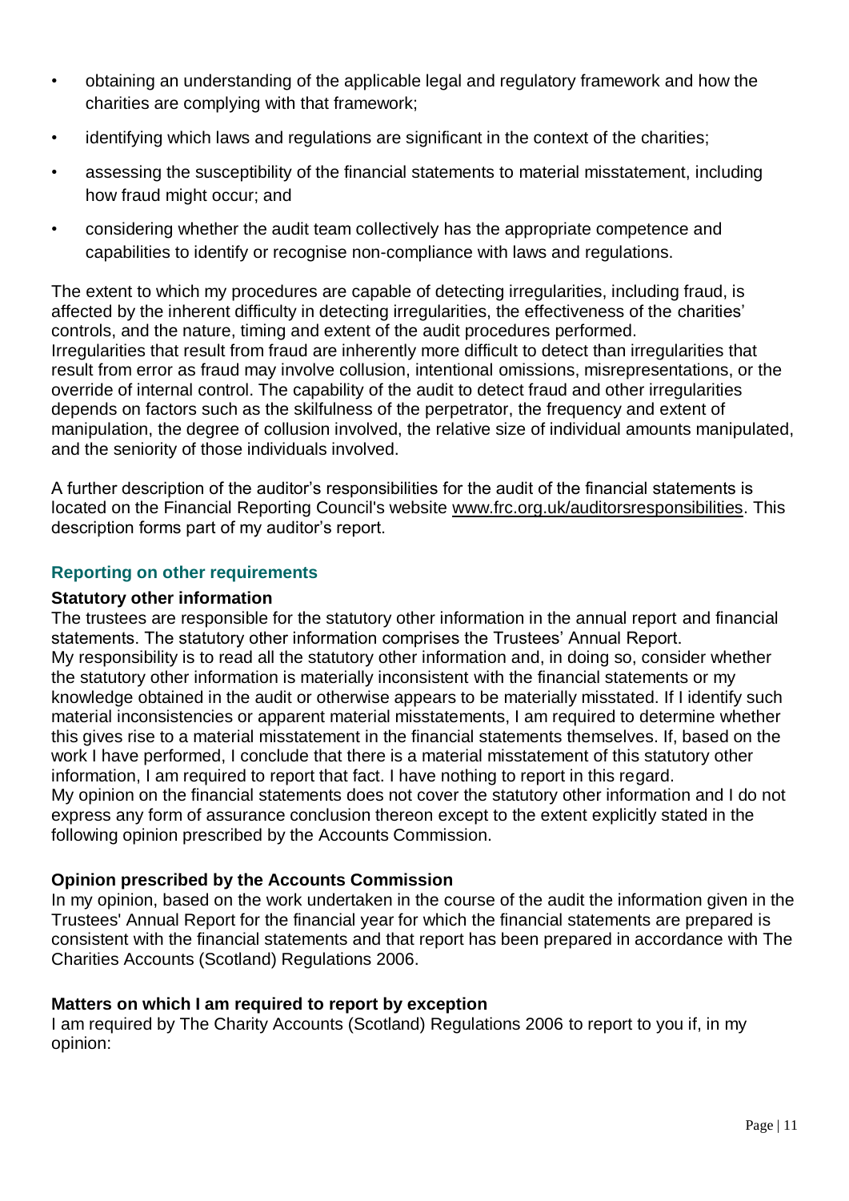- obtaining an understanding of the applicable legal and regulatory framework and how the charities are complying with that framework;
- identifying which laws and regulations are significant in the context of the charities;
- assessing the susceptibility of the financial statements to material misstatement, including how fraud might occur; and
- considering whether the audit team collectively has the appropriate competence and capabilities to identify or recognise non-compliance with laws and regulations.

The extent to which my procedures are capable of detecting irregularities, including fraud, is affected by the inherent difficulty in detecting irregularities, the effectiveness of the charities' controls, and the nature, timing and extent of the audit procedures performed.
Irregularities that result from fraud are inherently more difficult to detect than irregularities that result from error as fraud may involve collusion, intentional omissions, misrepresentations, or the override of internal control. The capability of the audit to detect fraud and other irregularities depends on factors such as the skilfulness of the perpetrator, the frequency and extent of manipulation, the degree of collusion involved, the relative size of individual amounts manipulated, and the seniority of those individuals involved.

A further description of the auditor's responsibilities for the audit of the financial statements is located on the Financial Reporting Council's website www.frc.org.uk/auditorsresponsibilities. This description forms part of my auditor's report.

## Reporting on other requirements

### Statutory other information

The trustees are responsible for the statutory other information in the annual report and financial statements. The statutory other information comprises the Trustees' Annual Report.
My responsibility is to read all the statutory other information and, in doing so, consider whether the statutory other information is materially inconsistent with the financial statements or my knowledge obtained in the audit or otherwise appears to be materially misstated. If I identify such material inconsistencies or apparent material misstatements, I am required to determine whether this gives rise to a material misstatement in the financial statements themselves. If, based on the work I have performed, I conclude that there is a material misstatement of this statutory other information, I am required to report that fact. I have nothing to report in this regard.
My opinion on the financial statements does not cover the statutory other information and I do not express any form of assurance conclusion thereon except to the extent explicitly stated in the following opinion prescribed by the Accounts Commission.

### Opinion prescribed by the Accounts Commission

In my opinion, based on the work undertaken in the course of the audit the information given in the Trustees' Annual Report for the financial year for which the financial statements are prepared is consistent with the financial statements and that report has been prepared in accordance with The Charities Accounts (Scotland) Regulations 2006.

### Matters on which I am required to report by exception

I am required by The Charity Accounts (Scotland) Regulations 2006 to report to you if, in my opinion: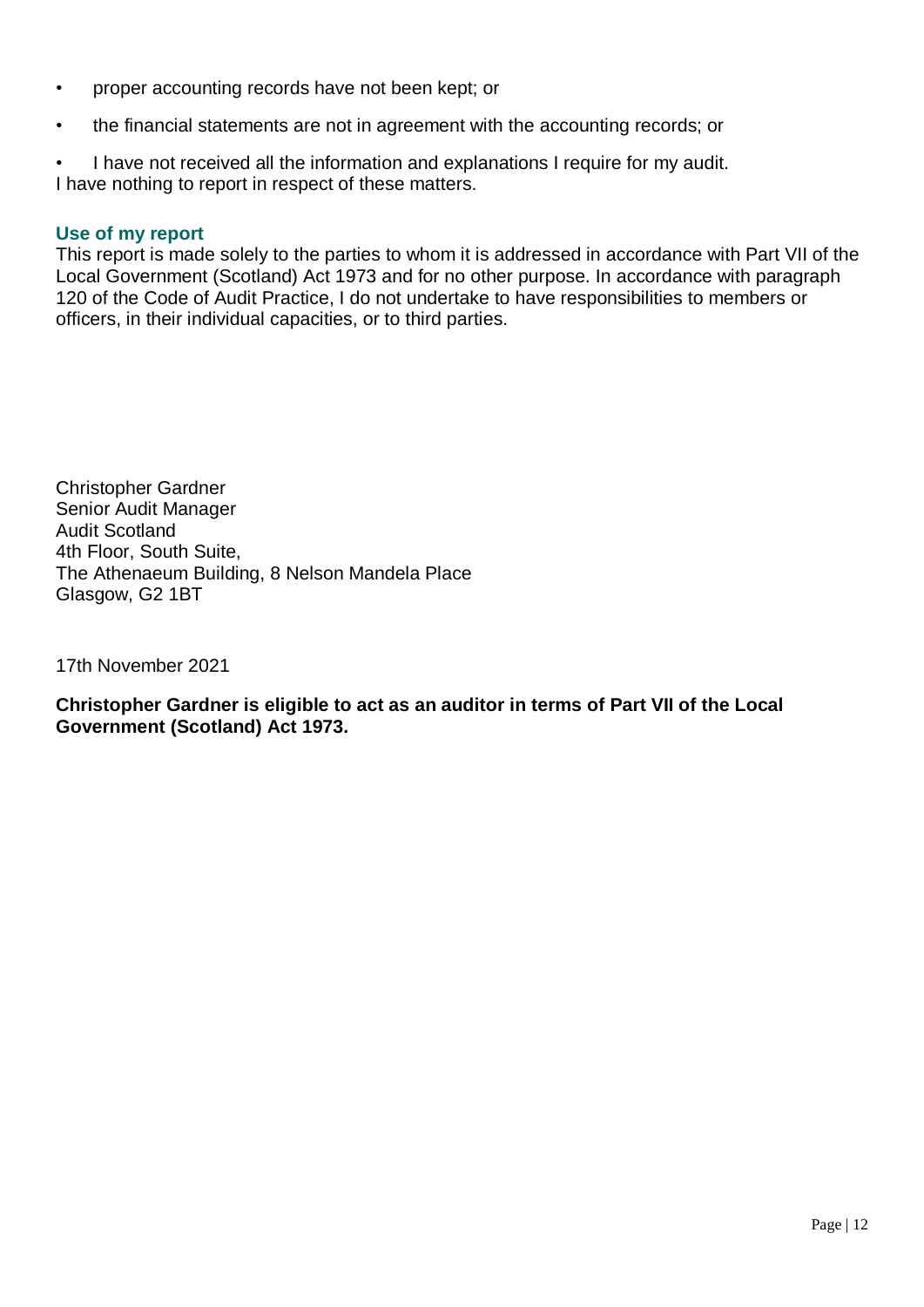- proper accounting records have not been kept; or
- the financial statements are not in agreement with the accounting records; or
- I have not received all the information and explanations I require for my audit.

I have nothing to report in respect of these matters.

### Use of my report

This report is made solely to the parties to whom it is addressed in accordance with Part VII of the Local Government (Scotland) Act 1973 and for no other purpose. In accordance with paragraph 120 of the Code of Audit Practice, I do not undertake to have responsibilities to members or officers, in their individual capacities, or to third parties.

Christopher Gardner
Senior Audit Manager
Audit Scotland
4th Floor, South Suite,
The Athenaeum Building, 8 Nelson Mandela Place
Glasgow, G2 1BT

17th November 2021

**Christopher Gardner is eligible to act as an auditor in terms of Part VII of the Local Government (Scotland) Act 1973.**